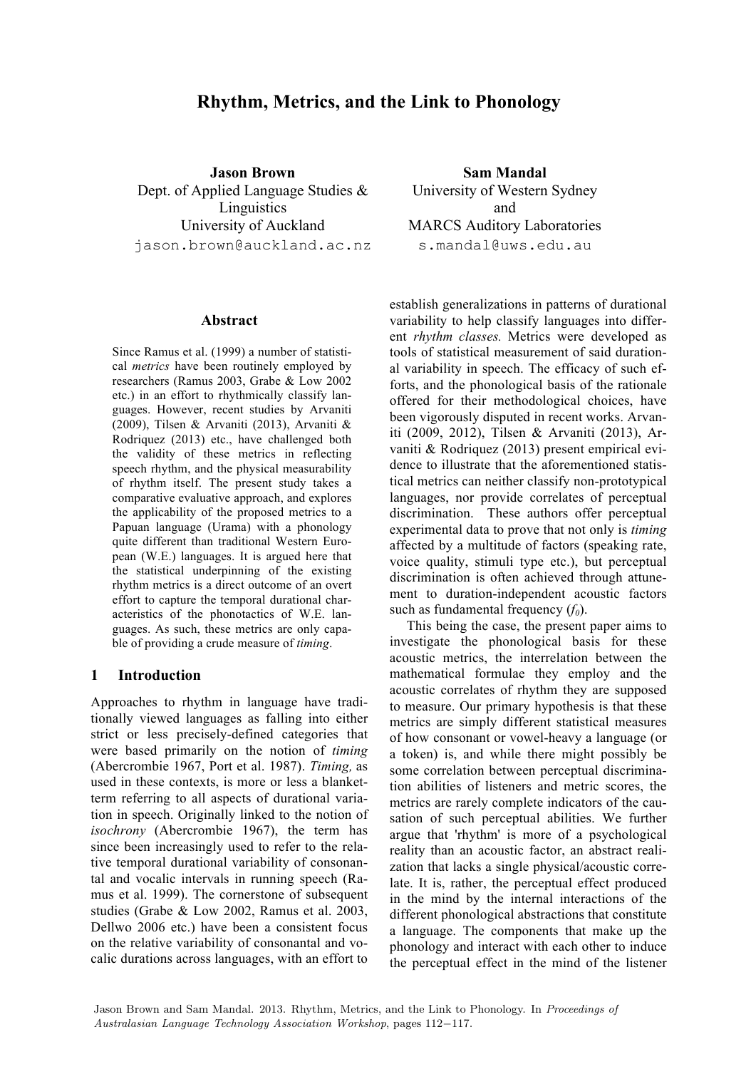# Rhythm, Metrics, and the Link to Phonology

**Jason Brown**
Dept. of Applied Language Studies & Linguistics
University of Auckland
jason.brown@auckland.ac.nz

**Sam Mandal**
University of Western Sydney
and
MARCS Auditory Laboratories
s.mandal@uws.edu.au

## Abstract

Since Ramus et al. (1999) a number of statistical *metrics* have been routinely employed by researchers (Ramus 2003, Grabe & Low 2002 etc.) in an effort to rhythmically classify languages. However, recent studies by Arvaniti (2009), Tilsen & Arvaniti (2013), Arvaniti & Rodriquez (2013) etc., have challenged both the validity of these metrics in reflecting speech rhythm, and the physical measurability of rhythm itself. The present study takes a comparative evaluative approach, and explores the applicability of the proposed metrics to a Papuan language (Urama) with a phonology quite different than traditional Western European (W.E.) languages. It is argued here that the statistical underpinning of the existing rhythm metrics is a direct outcome of an overt effort to capture the temporal durational characteristics of the phonotactics of W.E. languages. As such, these metrics are only capable of providing a crude measure of *timing*.

## 1 Introduction

Approaches to rhythm in language have traditionally viewed languages as falling into either strict or less precisely-defined categories that were based primarily on the notion of *timing* (Abercrombie 1967, Port et al. 1987). *Timing,* as used in these contexts, is more or less a blanket-term referring to all aspects of durational variation in speech. Originally linked to the notion of *isochrony* (Abercrombie 1967), the term has since been increasingly used to refer to the relative temporal durational variability of consonantal and vocalic intervals in running speech (Ramus et al. 1999). The cornerstone of subsequent studies (Grabe & Low 2002, Ramus et al. 2003, Dellwo 2006 etc.) have been a consistent focus on the relative variability of consonantal and vocalic durations across languages, with an effort to establish generalizations in patterns of durational variability to help classify languages into different *rhythm classes.* Metrics were developed as tools of statistical measurement of said durational variability in speech. The efficacy of such efforts, and the phonological basis of the rationale offered for their methodological choices, have been vigorously disputed in recent works. Arvaniti (2009, 2012), Tilsen & Arvaniti (2013), Arvaniti & Rodriquez (2013) present empirical evidence to illustrate that the aforementioned statistical metrics can neither classify non-prototypical languages, nor provide correlates of perceptual discrimination. These authors offer perceptual experimental data to prove that not only is *timing* affected by a multitude of factors (speaking rate, voice quality, stimuli type etc.), but perceptual discrimination is often achieved through attunement to duration-independent acoustic factors such as fundamental frequency ($f_0$).

This being the case, the present paper aims to investigate the phonological basis for these acoustic metrics, the interrelation between the mathematical formulae they employ and the acoustic correlates of rhythm they are supposed to measure. Our primary hypothesis is that these metrics are simply different statistical measures of how consonant or vowel-heavy a language (or a token) is, and while there might possibly be some correlation between perceptual discrimination abilities of listeners and metric scores, the metrics are rarely complete indicators of the causation of such perceptual abilities. We further argue that 'rhythm' is more of a psychological reality than an acoustic factor, an abstract realization that lacks a single physical/acoustic correlate. It is, rather, the perceptual effect produced in the mind by the internal interactions of the different phonological abstractions that constitute a language. The components that make up the phonology and interact with each other to induce the perceptual effect in the mind of the listener

Jason Brown and Sam Mandal. 2013. Rhythm, Metrics, and the Link to Phonology. In *Proceedings of Australasian Language Technology Association Workshop*, pages 112−117.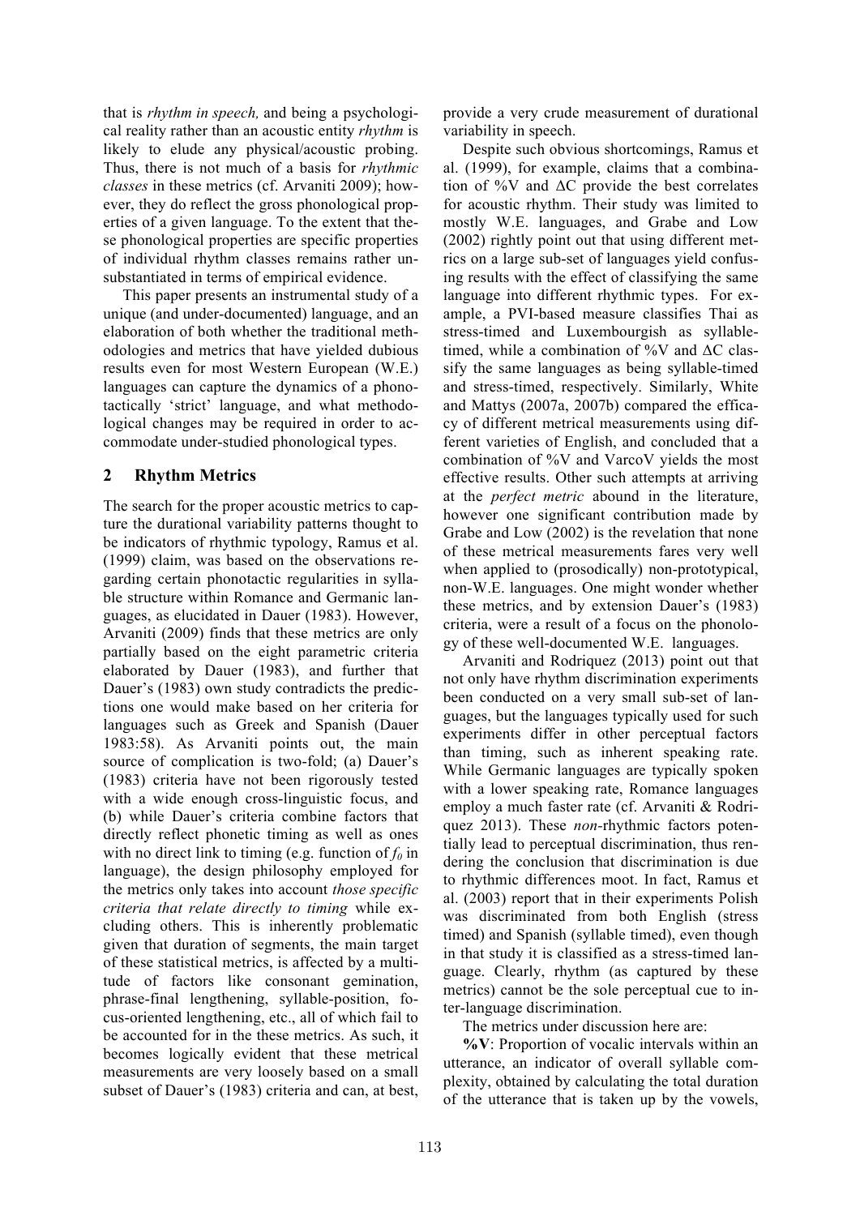that is *rhythm in speech,* and being a psychological reality rather than an acoustic entity *rhythm* is likely to elude any physical/acoustic probing. Thus, there is not much of a basis for *rhythmic classes* in these metrics (cf. Arvaniti 2009); however, they do reflect the gross phonological properties of a given language. To the extent that these phonological properties are specific properties of individual rhythm classes remains rather unsubstantiated in terms of empirical evidence.

This paper presents an instrumental study of a unique (and under-documented) language, and an elaboration of both whether the traditional methodologies and metrics that have yielded dubious results even for most Western European (W.E.) languages can capture the dynamics of a phonotactically 'strict' language, and what methodological changes may be required in order to accommodate under-studied phonological types.

## 2 Rhythm Metrics

The search for the proper acoustic metrics to capture the durational variability patterns thought to be indicators of rhythmic typology, Ramus et al. (1999) claim, was based on the observations regarding certain phonotactic regularities in syllable structure within Romance and Germanic languages, as elucidated in Dauer (1983). However, Arvaniti (2009) finds that these metrics are only partially based on the eight parametric criteria elaborated by Dauer (1983), and further that Dauer's (1983) own study contradicts the predictions one would make based on her criteria for languages such as Greek and Spanish (Dauer 1983:58). As Arvaniti points out, the main source of complication is two-fold; (a) Dauer's (1983) criteria have not been rigorously tested with a wide enough cross-linguistic focus, and (b) while Dauer's criteria combine factors that directly reflect phonetic timing as well as ones with no direct link to timing (e.g. function of $f_0$ in language), the design philosophy employed for the metrics only takes into account *those specific criteria that relate directly to timing* while excluding others. This is inherently problematic given that duration of segments, the main target of these statistical metrics, is affected by a multitude of factors like consonant gemination, phrase-final lengthening, syllable-position, focus-oriented lengthening, etc., all of which fail to be accounted for in the these metrics. As such, it becomes logically evident that these metrical measurements are very loosely based on a small subset of Dauer's (1983) criteria and can, at best, provide a very crude measurement of durational variability in speech.

Despite such obvious shortcomings, Ramus et al. (1999), for example, claims that a combination of %V and ΔC provide the best correlates for acoustic rhythm. Their study was limited to mostly W.E. languages, and Grabe and Low (2002) rightly point out that using different metrics on a large sub-set of languages yield confusing results with the effect of classifying the same language into different rhythmic types. For example, a PVI-based measure classifies Thai as stress-timed and Luxembourgish as syllable-timed, while a combination of %V and ΔC classify the same languages as being syllable-timed and stress-timed, respectively. Similarly, White and Mattys (2007a, 2007b) compared the efficacy of different metrical measurements using different varieties of English, and concluded that a combination of %V and VarcoV yields the most effective results. Other such attempts at arriving at the *perfect metric* abound in the literature, however one significant contribution made by Grabe and Low (2002) is the revelation that none of these metrical measurements fares very well when applied to (prosodically) non-prototypical, non-W.E. languages. One might wonder whether these metrics, and by extension Dauer's (1983) criteria, were a result of a focus on the phonology of these well-documented W.E. languages.

Arvaniti and Rodriquez (2013) point out that not only have rhythm discrimination experiments been conducted on a very small sub-set of languages, but the languages typically used for such experiments differ in other perceptual factors than timing, such as inherent speaking rate. While Germanic languages are typically spoken with a lower speaking rate, Romance languages employ a much faster rate (cf. Arvaniti & Rodriquez 2013). These *non*-rhythmic factors potentially lead to perceptual discrimination, thus rendering the conclusion that discrimination is due to rhythmic differences moot. In fact, Ramus et al. (2003) report that in their experiments Polish was discriminated from both English (stress timed) and Spanish (syllable timed), even though in that study it is classified as a stress-timed language. Clearly, rhythm (as captured by these metrics) cannot be the sole perceptual cue to inter-language discrimination.

The metrics under discussion here are:

**%V**: Proportion of vocalic intervals within an utterance, an indicator of overall syllable complexity, obtained by calculating the total duration of the utterance that is taken up by the vowels,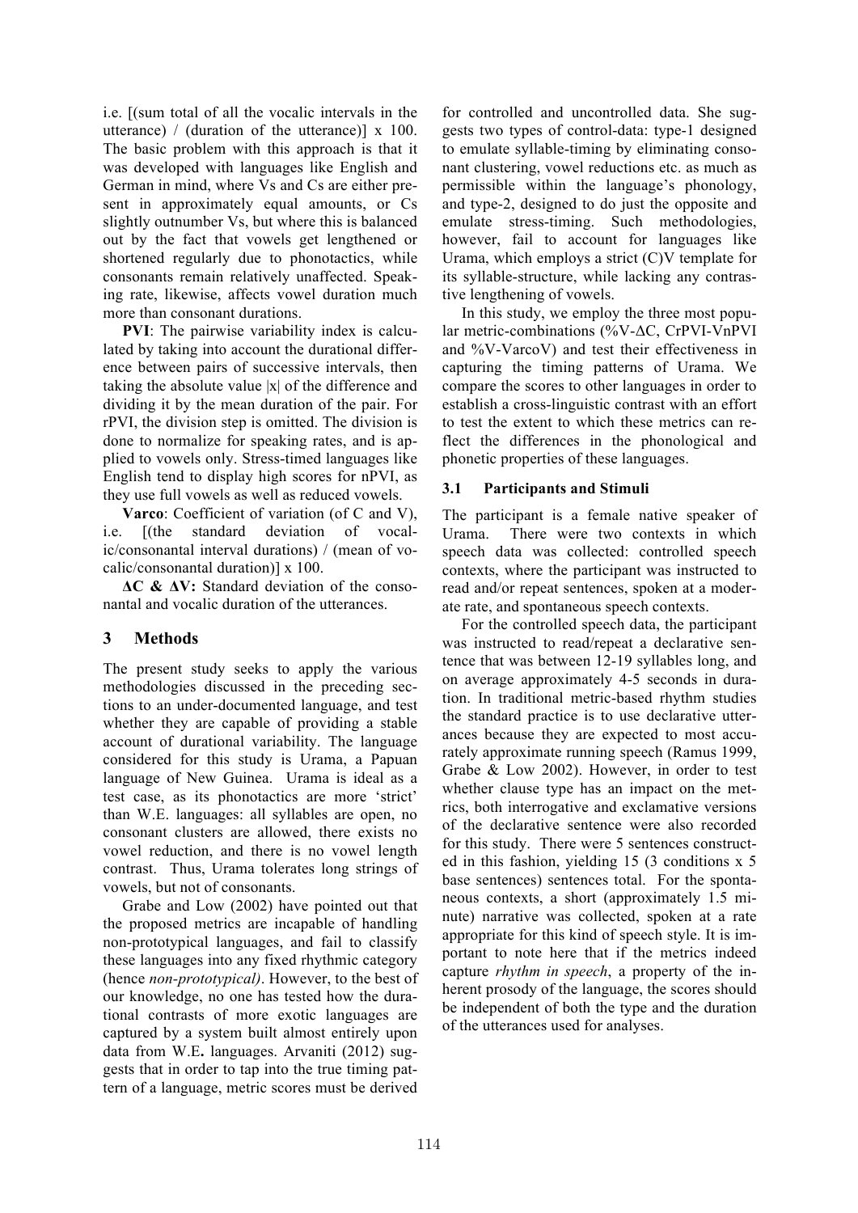i.e. [(sum total of all the vocalic intervals in the utterance) / (duration of the utterance)] x 100. The basic problem with this approach is that it was developed with languages like English and German in mind, where Vs and Cs are either present in approximately equal amounts, or Cs slightly outnumber Vs, but where this is balanced out by the fact that vowels get lengthened or shortened regularly due to phonotactics, while consonants remain relatively unaffected. Speaking rate, likewise, affects vowel duration much more than consonant durations.

**PVI**: The pairwise variability index is calculated by taking into account the durational difference between pairs of successive intervals, then taking the absolute value |x| of the difference and dividing it by the mean duration of the pair. For rPVI, the division step is omitted. The division is done to normalize for speaking rates, and is applied to vowels only. Stress-timed languages like English tend to display high scores for nPVI, as they use full vowels as well as reduced vowels.

**Varco**: Coefficient of variation (of C and V), i.e. [(the standard deviation of vocalic/consonantal interval durations) / (mean of vocalic/consonantal duration)] x 100.

**ΔC & ΔV:** Standard deviation of the consonantal and vocalic duration of the utterances.

## 3 Methods

The present study seeks to apply the various methodologies discussed in the preceding sections to an under-documented language, and test whether they are capable of providing a stable account of durational variability. The language considered for this study is Urama, a Papuan language of New Guinea. Urama is ideal as a test case, as its phonotactics are more 'strict' than W.E. languages: all syllables are open, no consonant clusters are allowed, there exists no vowel reduction, and there is no vowel length contrast. Thus, Urama tolerates long strings of vowels, but not of consonants.

Grabe and Low (2002) have pointed out that the proposed metrics are incapable of handling non-prototypical languages, and fail to classify these languages into any fixed rhythmic category (hence *non-prototypical)*. However, to the best of our knowledge, no one has tested how the durational contrasts of more exotic languages are captured by a system built almost entirely upon data from W.E**.** languages. Arvaniti (2012) suggests that in order to tap into the true timing pattern of a language, metric scores must be derived for controlled and uncontrolled data. She suggests two types of control-data: type-1 designed to emulate syllable-timing by eliminating consonant clustering, vowel reductions etc. as much as permissible within the language's phonology, and type-2, designed to do just the opposite and emulate stress-timing. Such methodologies, however, fail to account for languages like Urama, which employs a strict (C)V template for its syllable-structure, while lacking any contrastive lengthening of vowels.

In this study, we employ the three most popular metric-combinations (%V-ΔC, CrPVI-VnPVI and %V-VarcoV) and test their effectiveness in capturing the timing patterns of Urama. We compare the scores to other languages in order to establish a cross-linguistic contrast with an effort to test the extent to which these metrics can reflect the differences in the phonological and phonetic properties of these languages.

### 3.1 Participants and Stimuli

The participant is a female native speaker of Urama. There were two contexts in which speech data was collected: controlled speech contexts, where the participant was instructed to read and/or repeat sentences, spoken at a moderate rate, and spontaneous speech contexts.

For the controlled speech data, the participant was instructed to read/repeat a declarative sentence that was between 12-19 syllables long, and on average approximately 4-5 seconds in duration. In traditional metric-based rhythm studies the standard practice is to use declarative utterances because they are expected to most accurately approximate running speech (Ramus 1999, Grabe & Low 2002). However, in order to test whether clause type has an impact on the metrics, both interrogative and exclamative versions of the declarative sentence were also recorded for this study. There were 5 sentences constructed in this fashion, yielding 15 (3 conditions x 5 base sentences) sentences total. For the spontaneous contexts, a short (approximately 1.5 minute) narrative was collected, spoken at a rate appropriate for this kind of speech style. It is important to note here that if the metrics indeed capture *rhythm in speech*, a property of the inherent prosody of the language, the scores should be independent of both the type and the duration of the utterances used for analyses.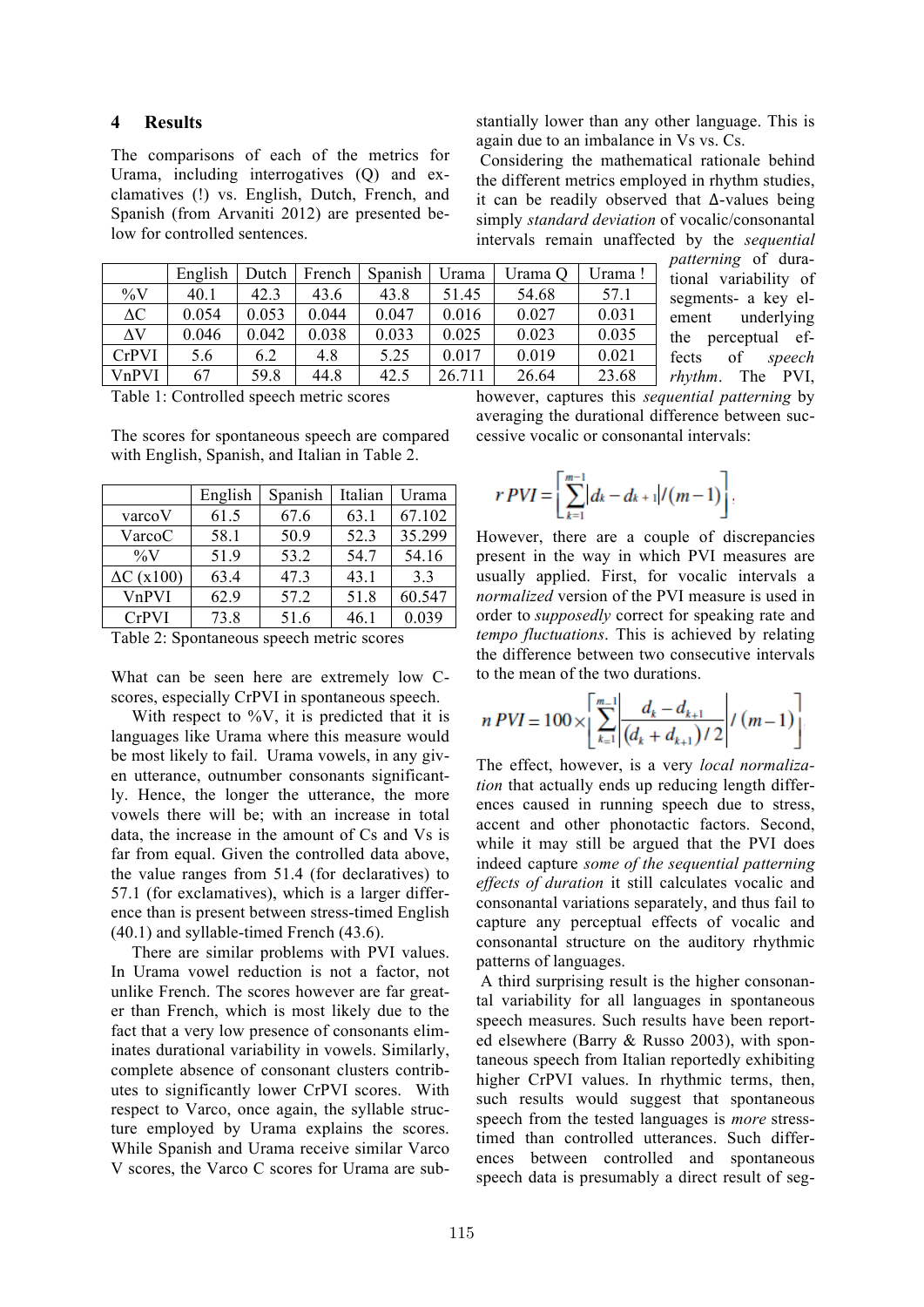## 4 Results

The comparisons of each of the metrics for Urama, including interrogatives (Q) and exclamatives (!) vs. English, Dutch, French, and Spanish (from Arvaniti 2012) are presented below for controlled sentences.

| | English | Dutch | French | Spanish | Urama | Urama Q | Urama ! |
|---|---|---|---|---|---|---|---|
| %V | 40.1 | 42.3 | 43.6 | 43.8 | 51.45 | 54.68 | 57.1 |
| ΔC | 0.054 | 0.053 | 0.044 | 0.047 | 0.016 | 0.027 | 0.031 |
| ΔV | 0.046 | 0.042 | 0.038 | 0.033 | 0.025 | 0.023 | 0.035 |
| CrPVI | 5.6 | 6.2 | 4.8 | 5.25 | 0.017 | 0.019 | 0.021 |
| VnPVI | 67 | 59.8 | 44.8 | 42.5 | 26.711 | 26.64 | 23.68 |

Table 1: Controlled speech metric scores

The scores for spontaneous speech are compared with English, Spanish, and Italian in Table 2.

| | English | Spanish | Italian | Urama |
|---|---|---|---|---|
| varcoV | 61.5 | 67.6 | 63.1 | 67.102 |
| VarcoC | 58.1 | 50.9 | 52.3 | 35.299 |
| %V | 51.9 | 53.2 | 54.7 | 54.16 |
| ΔC (x100) | 63.4 | 47.3 | 43.1 | 3.3 |
| VnPVI | 62.9 | 57.2 | 51.8 | 60.547 |
| CrPVI | 73.8 | 51.6 | 46.1 | 0.039 |

Table 2: Spontaneous speech metric scores

What can be seen here are extremely low C-scores, especially CrPVI in spontaneous speech.

With respect to %V, it is predicted that it is languages like Urama where this measure would be most likely to fail. Urama vowels, in any given utterance, outnumber consonants significantly. Hence, the longer the utterance, the more vowels there will be; with an increase in total data, the increase in the amount of Cs and Vs is far from equal. Given the controlled data above, the value ranges from 51.4 (for declaratives) to 57.1 (for exclamatives), which is a larger difference than is present between stress-timed English (40.1) and syllable-timed French (43.6).

There are similar problems with PVI values. In Urama vowel reduction is not a factor, not unlike French. The scores however are far greater than French, which is most likely due to the fact that a very low presence of consonants eliminates durational variability in vowels. Similarly, complete absence of consonant clusters contributes to significantly lower CrPVI scores. With respect to Varco, once again, the syllable structure employed by Urama explains the scores. While Spanish and Urama receive similar Varco V scores, the Varco C scores for Urama are substantially lower than any other language. This is again due to an imbalance in Vs vs. Cs.

Considering the mathematical rationale behind the different metrics employed in rhythm studies, it can be readily observed that Δ-values being simply *standard deviation* of vocalic/consonantal intervals remain unaffected by the *sequential patterning* of durational variability of segments- a key element underlying the perceptual effects of *speech rhythm*. The PVI, however, captures this *sequential patterning* by averaging the durational difference between successive vocalic or consonantal intervals:

$$r\,PVI = \left[ \sum_{k=1}^{m-1} |d_k - d_{k+1}| / (m-1) \right],$$

However, there are a couple of discrepancies present in the way in which PVI measures are usually applied. First, for vocalic intervals a *normalized* version of the PVI measure is used in order to *supposedly* correct for speaking rate and *tempo fluctuations*. This is achieved by relating the difference between two consecutive intervals to the mean of the two durations.

$$n\,PVI = 100 \times \left[ \sum_{k=1}^{m-1} \left| \frac{d_k - d_{k+1}}{(d_k + d_{k+1})/2} \right| / (m-1) \right]$$

The effect, however, is a very *local normalization* that actually ends up reducing length differences caused in running speech due to stress, accent and other phonotactic factors. Second, while it may still be argued that the PVI does indeed capture *some of the sequential patterning effects of duration* it still calculates vocalic and consonantal variations separately, and thus fail to capture any perceptual effects of vocalic and consonantal structure on the auditory rhythmic patterns of languages.

A third surprising result is the higher consonantal variability for all languages in spontaneous speech measures. Such results have been reported elsewhere (Barry & Russo 2003), with spontaneous speech from Italian reportedly exhibiting higher CrPVI values. In rhythmic terms, then, such results would suggest that spontaneous speech from the tested languages is *more* stress-timed than controlled utterances. Such differences between controlled and spontaneous speech data is presumably a direct result of seg-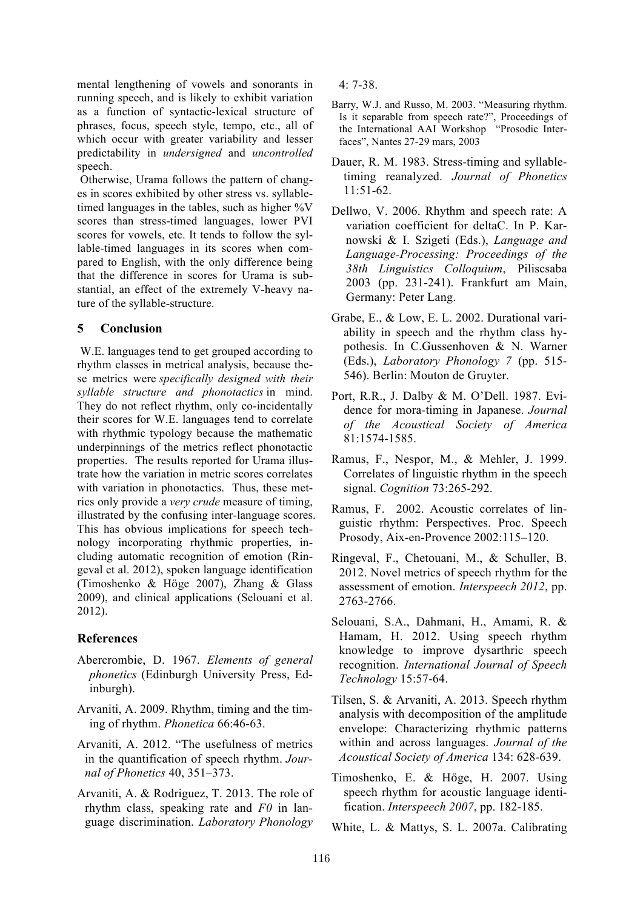mental lengthening of vowels and sonorants in running speech, and is likely to exhibit variation as a function of syntactic-lexical structure of phrases, focus, speech style, tempo, etc., all of which occur with greater variability and lesser predictability in *undersigned* and *uncontrolled* speech.

Otherwise, Urama follows the pattern of changes in scores exhibited by other stress vs. syllable-timed languages in the tables, such as higher %V scores than stress-timed languages, lower PVI scores for vowels, etc. It tends to follow the syllable-timed languages in its scores when compared to English, with the only difference being that the difference in scores for Urama is substantial, an effect of the extremely V-heavy nature of the syllable-structure.

## 5 Conclusion

W.E. languages tend to get grouped according to rhythm classes in metrical analysis, because these metrics were *specifically designed with their syllable structure and phonotactics* in mind. They do not reflect rhythm, only co-incidentally their scores for W.E. languages tend to correlate with rhythmic typology because the mathematic underpinnings of the metrics reflect phonotactic properties. The results reported for Urama illustrate how the variation in metric scores correlates with variation in phonotactics. Thus, these metrics only provide a *very crude* measure of timing, illustrated by the confusing inter-language scores. This has obvious implications for speech technology incorporating rhythmic properties, including automatic recognition of emotion (Ringeval et al. 2012), spoken language identification (Timoshenko & Höge 2007), Zhang & Glass 2009), and clinical applications (Selouani et al. 2012).

## References

Abercrombie, D. 1967. *Elements of general phonetics* (Edinburgh University Press, Edinburgh).

Arvaniti, A. 2009. Rhythm, timing and the timing of rhythm. *Phonetica* 66:46-63.

Arvaniti, A. 2012. "The usefulness of metrics in the quantification of speech rhythm. *Journal of Phonetics* 40, 351–373.

Arvaniti, A. & Rodriguez, T. 2013. The role of rhythm class, speaking rate and *F0* in language discrimination. *Laboratory Phonology* 4: 7-38.

Barry, W.J. and Russo, M. 2003. "Measuring rhythm. Is it separable from speech rate?", Proceedings of the International AAI Workshop "Prosodic Interfaces", Nantes 27-29 mars, 2003

Dauer, R. M. 1983. Stress-timing and syllable-timing reanalyzed. *Journal of Phonetics* 11:51-62.

Dellwo, V. 2006. Rhythm and speech rate: A variation coefficient for deltaC. In P. Karnowski & I. Szigeti (Eds.), *Language and Language-Processing: Proceedings of the 38th Linguistics Colloquium*, Piliscsaba 2003 (pp. 231-241). Frankfurt am Main, Germany: Peter Lang.

Grabe, E., & Low, E. L. 2002. Durational variability in speech and the rhythm class hypothesis. In C.Gussenhoven & N. Warner (Eds.), *Laboratory Phonology 7* (pp. 515-546). Berlin: Mouton de Gruyter.

Port, R.R., J. Dalby & M. O'Dell. 1987. Evidence for mora-timing in Japanese. *Journal of the Acoustical Society of America* 81:1574-1585.

Ramus, F., Nespor, M., & Mehler, J. 1999. Correlates of linguistic rhythm in the speech signal. *Cognition* 73:265-292.

Ramus, F. 2002. Acoustic correlates of linguistic rhythm: Perspectives. Proc. Speech Prosody, Aix-en-Provence 2002:115–120.

Ringeval, F., Chetouani, M., & Schuller, B. 2012. Novel metrics of speech rhythm for the assessment of emotion. *Interspeech 2012*, pp. 2763-2766.

Selouani, S.A., Dahmani, H., Amami, R. & Hamam, H. 2012. Using speech rhythm knowledge to improve dysarthric speech recognition. *International Journal of Speech Technology* 15:57-64.

Tilsen, S. & Arvaniti, A. 2013. Speech rhythm analysis with decomposition of the amplitude envelope: Characterizing rhythmic patterns within and across languages. *Journal of the Acoustical Society of America* 134: 628-639.

Timoshenko, E. & Höge, H. 2007. Using speech rhythm for acoustic language identification. *Interspeech 2007*, pp. 182-185.

White, L. & Mattys, S. L. 2007a. Calibrating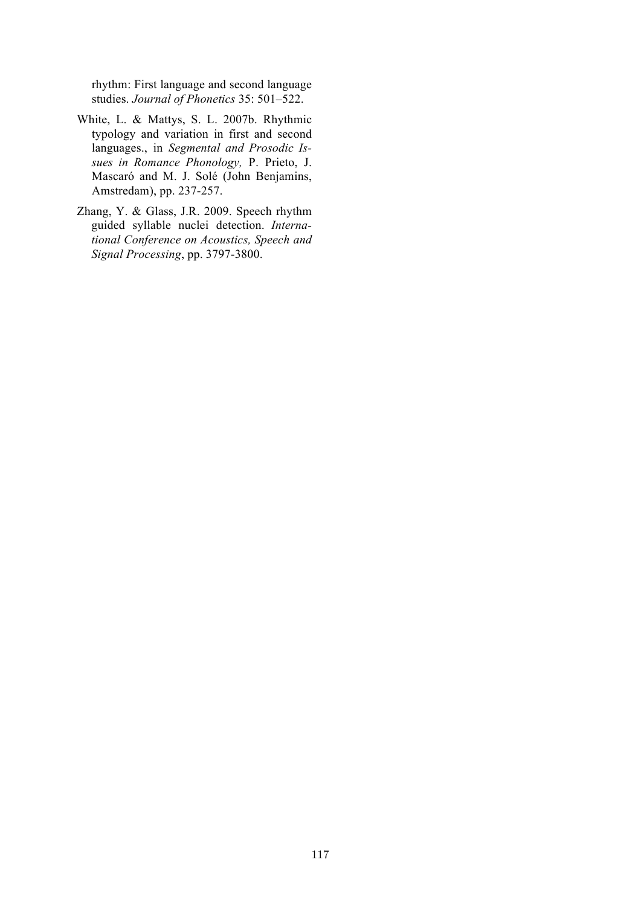rhythm: First language and second language studies. *Journal of Phonetics* 35: 501–522.

White, L. & Mattys, S. L. 2007b. Rhythmic typology and variation in first and second languages., in *Segmental and Prosodic Issues in Romance Phonology,* P. Prieto, J. Mascaró and M. J. Solé (John Benjamins, Amstredam), pp. 237-257.

Zhang, Y. & Glass, J.R. 2009. Speech rhythm guided syllable nuclei detection. *International Conference on Acoustics, Speech and Signal Processing*, pp. 3797-3800.